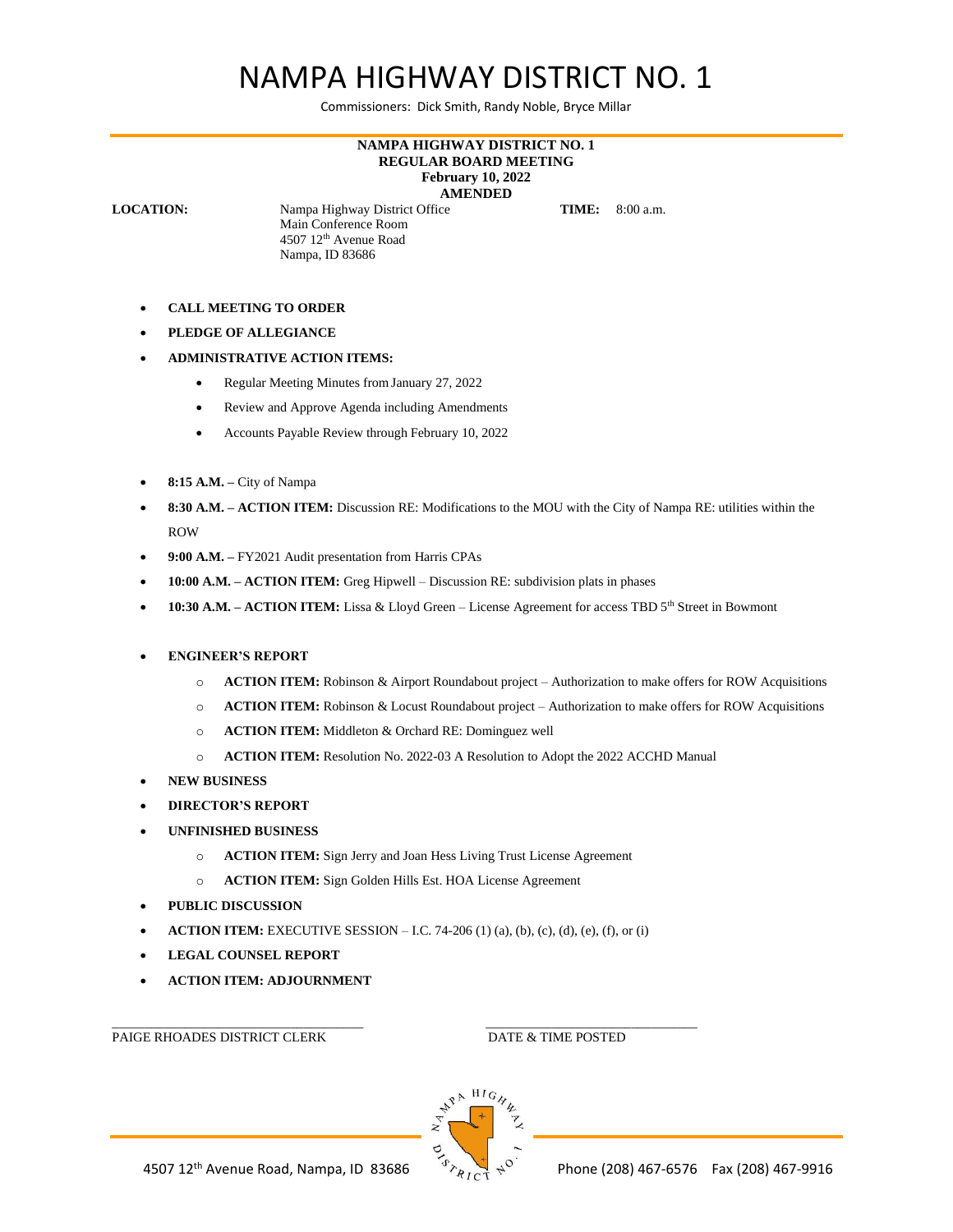# NAMPA HIGHWAY DISTRICT NO. 1

Commissioners: Dick Smith, Randy Noble, Bryce Millar

**NAMPA HIGHWAY DISTRICT NO. 1**
**REGULAR BOARD MEETING**
**February 10, 2022**
**AMENDED**

**LOCATION:** Nampa Highway District Office
Main Conference Room
4507 12th Avenue Road
Nampa, ID 83686

**TIME:** 8:00 a.m.

- **CALL MEETING TO ORDER**
- **PLEDGE OF ALLEGIANCE**
- **ADMINISTRATIVE ACTION ITEMS:**
  - Regular Meeting Minutes from January 27, 2022
  - Review and Approve Agenda including Amendments
  - Accounts Payable Review through February 10, 2022
- **8:15 A.M. –** City of Nampa
- **8:30 A.M. – ACTION ITEM:** Discussion RE: Modifications to the MOU with the City of Nampa RE: utilities within the ROW
- **9:00 A.M. –** FY2021 Audit presentation from Harris CPAs
- **10:00 A.M. – ACTION ITEM:** Greg Hipwell – Discussion RE: subdivision plats in phases
- **10:30 A.M. – ACTION ITEM:** Lissa & Lloyd Green – License Agreement for access TBD 5th Street in Bowmont
- **ENGINEER'S REPORT**
  - **ACTION ITEM:** Robinson & Airport Roundabout project – Authorization to make offers for ROW Acquisitions
  - **ACTION ITEM:** Robinson & Locust Roundabout project – Authorization to make offers for ROW Acquisitions
  - **ACTION ITEM:** Middleton & Orchard RE: Dominguez well
  - **ACTION ITEM:** Resolution No. 2022-03 A Resolution to Adopt the 2022 ACCHD Manual
- **NEW BUSINESS**
- **DIRECTOR'S REPORT**
- **UNFINISHED BUSINESS**
  - **ACTION ITEM:** Sign Jerry and Joan Hess Living Trust License Agreement
  - **ACTION ITEM:** Sign Golden Hills Est. HOA License Agreement
- **PUBLIC DISCUSSION**
- **ACTION ITEM:** EXECUTIVE SESSION – I.C. 74-206 (1) (a), (b), (c), (d), (e), (f), or (i)
- **LEGAL COUNSEL REPORT**
- **ACTION ITEM: ADJOURNMENT**

\_\_\_\_\_\_\_\_\_\_\_\_\_\_\_\_\_\_\_\_\_\_\_\_\_\_\_\_\_\_\_\_\_\_\_\_
PAIGE RHOADES DISTRICT CLERK

\_\_\_\_\_\_\_\_\_\_\_\_\_\_\_\_\_\_\_\_\_\_\_\_\_\_\_\_\_\_\_\_\_\_\_\_
DATE & TIME POSTED

4507 12th Avenue Road, Nampa, ID 83686 Phone (208) 467-6576 Fax (208) 467-9916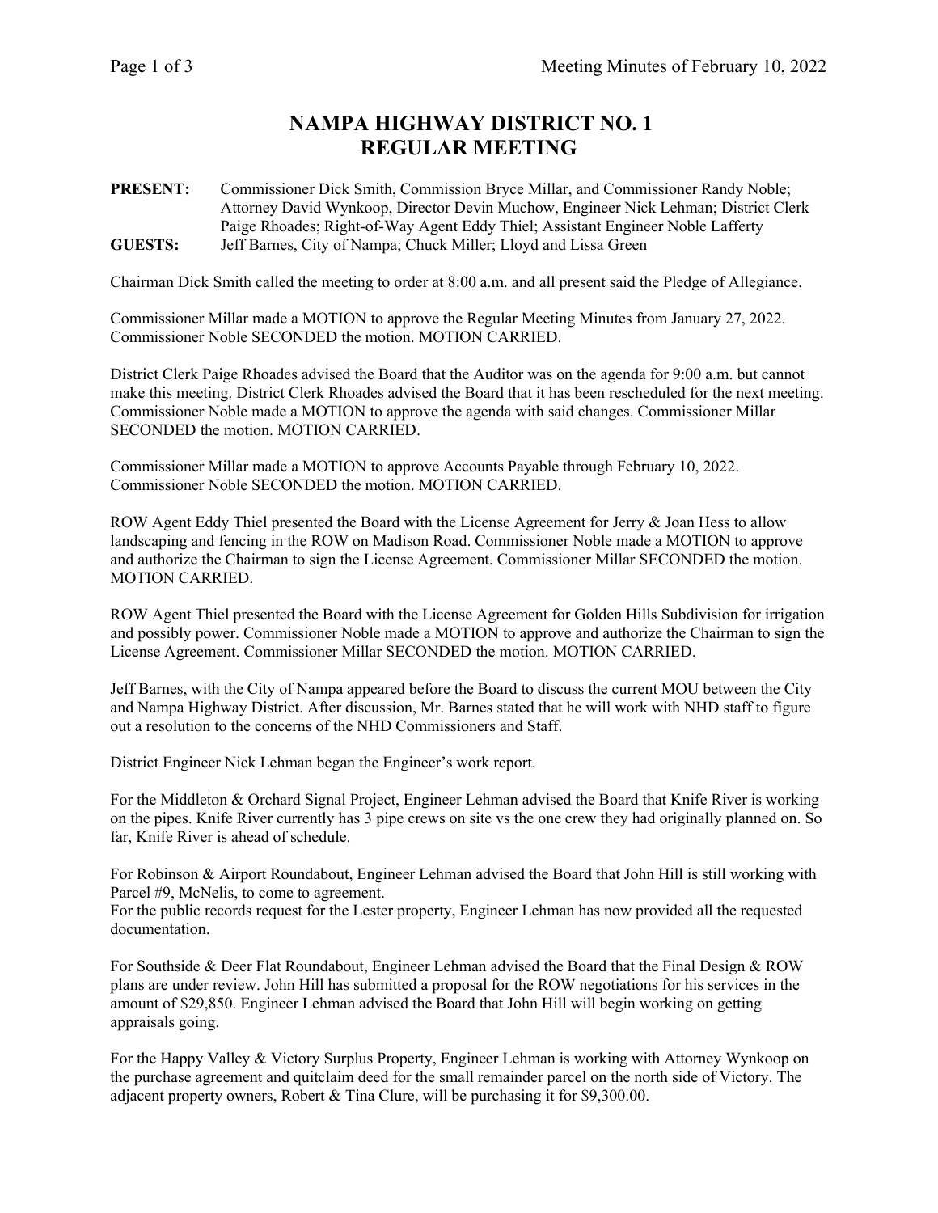# NAMPA HIGHWAY DISTRICT NO. 1
# REGULAR MEETING

**PRESENT:** Commissioner Dick Smith, Commission Bryce Millar, and Commissioner Randy Noble; Attorney David Wynkoop, Director Devin Muchow, Engineer Nick Lehman; District Clerk Paige Rhoades; Right-of-Way Agent Eddy Thiel; Assistant Engineer Noble Lafferty
**GUESTS:** Jeff Barnes, City of Nampa; Chuck Miller; Lloyd and Lissa Green

Chairman Dick Smith called the meeting to order at 8:00 a.m. and all present said the Pledge of Allegiance.

Commissioner Millar made a MOTION to approve the Regular Meeting Minutes from January 27, 2022. Commissioner Noble SECONDED the motion. MOTION CARRIED.

District Clerk Paige Rhoades advised the Board that the Auditor was on the agenda for 9:00 a.m. but cannot make this meeting. District Clerk Rhoades advised the Board that it has been rescheduled for the next meeting. Commissioner Noble made a MOTION to approve the agenda with said changes. Commissioner Millar SECONDED the motion. MOTION CARRIED.

Commissioner Millar made a MOTION to approve Accounts Payable through February 10, 2022. Commissioner Noble SECONDED the motion. MOTION CARRIED.

ROW Agent Eddy Thiel presented the Board with the License Agreement for Jerry & Joan Hess to allow landscaping and fencing in the ROW on Madison Road. Commissioner Noble made a MOTION to approve and authorize the Chairman to sign the License Agreement. Commissioner Millar SECONDED the motion. MOTION CARRIED.

ROW Agent Thiel presented the Board with the License Agreement for Golden Hills Subdivision for irrigation and possibly power. Commissioner Noble made a MOTION to approve and authorize the Chairman to sign the License Agreement. Commissioner Millar SECONDED the motion. MOTION CARRIED.

Jeff Barnes, with the City of Nampa appeared before the Board to discuss the current MOU between the City and Nampa Highway District. After discussion, Mr. Barnes stated that he will work with NHD staff to figure out a resolution to the concerns of the NHD Commissioners and Staff.

District Engineer Nick Lehman began the Engineer's work report.

For the Middleton & Orchard Signal Project, Engineer Lehman advised the Board that Knife River is working on the pipes. Knife River currently has 3 pipe crews on site vs the one crew they had originally planned on. So far, Knife River is ahead of schedule.

For Robinson & Airport Roundabout, Engineer Lehman advised the Board that John Hill is still working with Parcel #9, McNelis, to come to agreement.
For the public records request for the Lester property, Engineer Lehman has now provided all the requested documentation.

For Southside & Deer Flat Roundabout, Engineer Lehman advised the Board that the Final Design & ROW plans are under review. John Hill has submitted a proposal for the ROW negotiations for his services in the amount of $29,850. Engineer Lehman advised the Board that John Hill will begin working on getting appraisals going.

For the Happy Valley & Victory Surplus Property, Engineer Lehman is working with Attorney Wynkoop on the purchase agreement and quitclaim deed for the small remainder parcel on the north side of Victory. The adjacent property owners, Robert & Tina Clure, will be purchasing it for $9,300.00.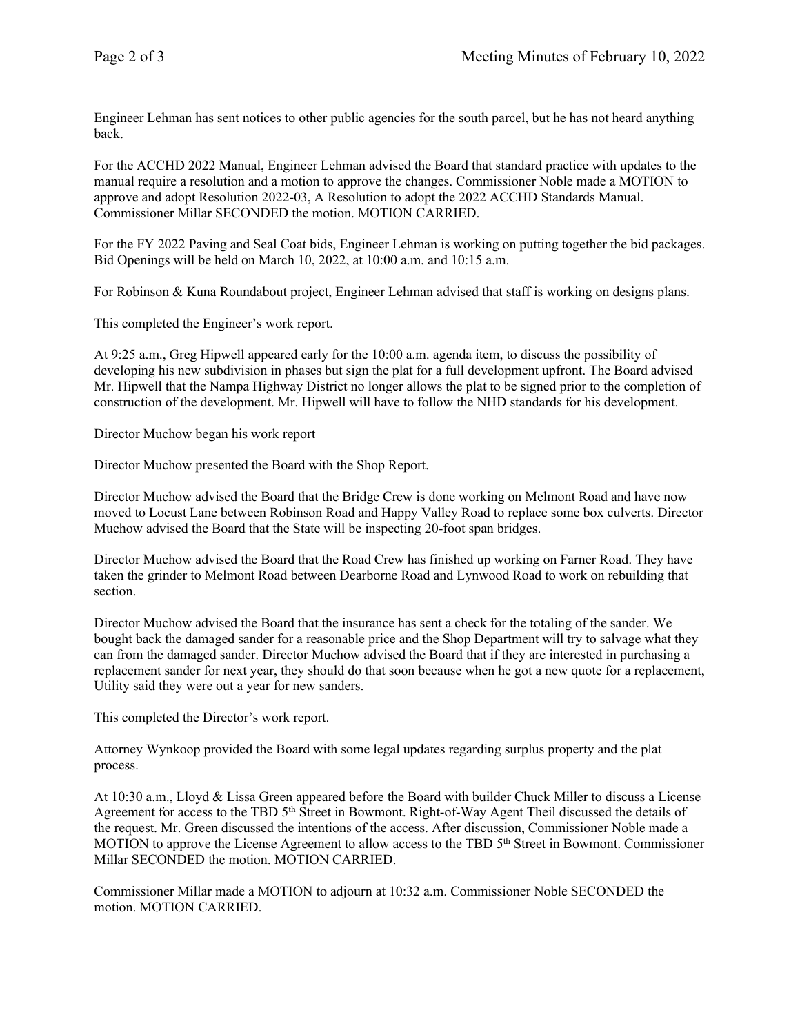Engineer Lehman has sent notices to other public agencies for the south parcel, but he has not heard anything back.

For the ACCHD 2022 Manual, Engineer Lehman advised the Board that standard practice with updates to the manual require a resolution and a motion to approve the changes. Commissioner Noble made a MOTION to approve and adopt Resolution 2022-03, A Resolution to adopt the 2022 ACCHD Standards Manual. Commissioner Millar SECONDED the motion. MOTION CARRIED.

For the FY 2022 Paving and Seal Coat bids, Engineer Lehman is working on putting together the bid packages. Bid Openings will be held on March 10, 2022, at 10:00 a.m. and 10:15 a.m.

For Robinson & Kuna Roundabout project, Engineer Lehman advised that staff is working on designs plans.

This completed the Engineer's work report.

At 9:25 a.m., Greg Hipwell appeared early for the 10:00 a.m. agenda item, to discuss the possibility of developing his new subdivision in phases but sign the plat for a full development upfront. The Board advised Mr. Hipwell that the Nampa Highway District no longer allows the plat to be signed prior to the completion of construction of the development. Mr. Hipwell will have to follow the NHD standards for his development.

Director Muchow began his work report

Director Muchow presented the Board with the Shop Report.

Director Muchow advised the Board that the Bridge Crew is done working on Melmont Road and have now moved to Locust Lane between Robinson Road and Happy Valley Road to replace some box culverts. Director Muchow advised the Board that the State will be inspecting 20-foot span bridges.

Director Muchow advised the Board that the Road Crew has finished up working on Farner Road. They have taken the grinder to Melmont Road between Dearborne Road and Lynwood Road to work on rebuilding that section.

Director Muchow advised the Board that the insurance has sent a check for the totaling of the sander. We bought back the damaged sander for a reasonable price and the Shop Department will try to salvage what they can from the damaged sander. Director Muchow advised the Board that if they are interested in purchasing a replacement sander for next year, they should do that soon because when he got a new quote for a replacement, Utility said they were out a year for new sanders.

This completed the Director's work report.

Attorney Wynkoop provided the Board with some legal updates regarding surplus property and the plat process.

At 10:30 a.m., Lloyd & Lissa Green appeared before the Board with builder Chuck Miller to discuss a License Agreement for access to the TBD 5th Street in Bowmont. Right-of-Way Agent Theil discussed the details of the request. Mr. Green discussed the intentions of the access. After discussion, Commissioner Noble made a MOTION to approve the License Agreement to allow access to the TBD 5th Street in Bowmont. Commissioner Millar SECONDED the motion. MOTION CARRIED.

Commissioner Millar made a MOTION to adjourn at 10:32 a.m. Commissioner Noble SECONDED the motion. MOTION CARRIED.

\_\_\_\_\_\_\_\_\_\_\_\_\_\_\_\_\_\_\_\_\_\_\_\_\_\_\_\_\_\_ \_\_\_\_\_\_\_\_\_\_\_\_\_\_\_\_\_\_\_\_\_\_\_\_\_\_\_\_\_\_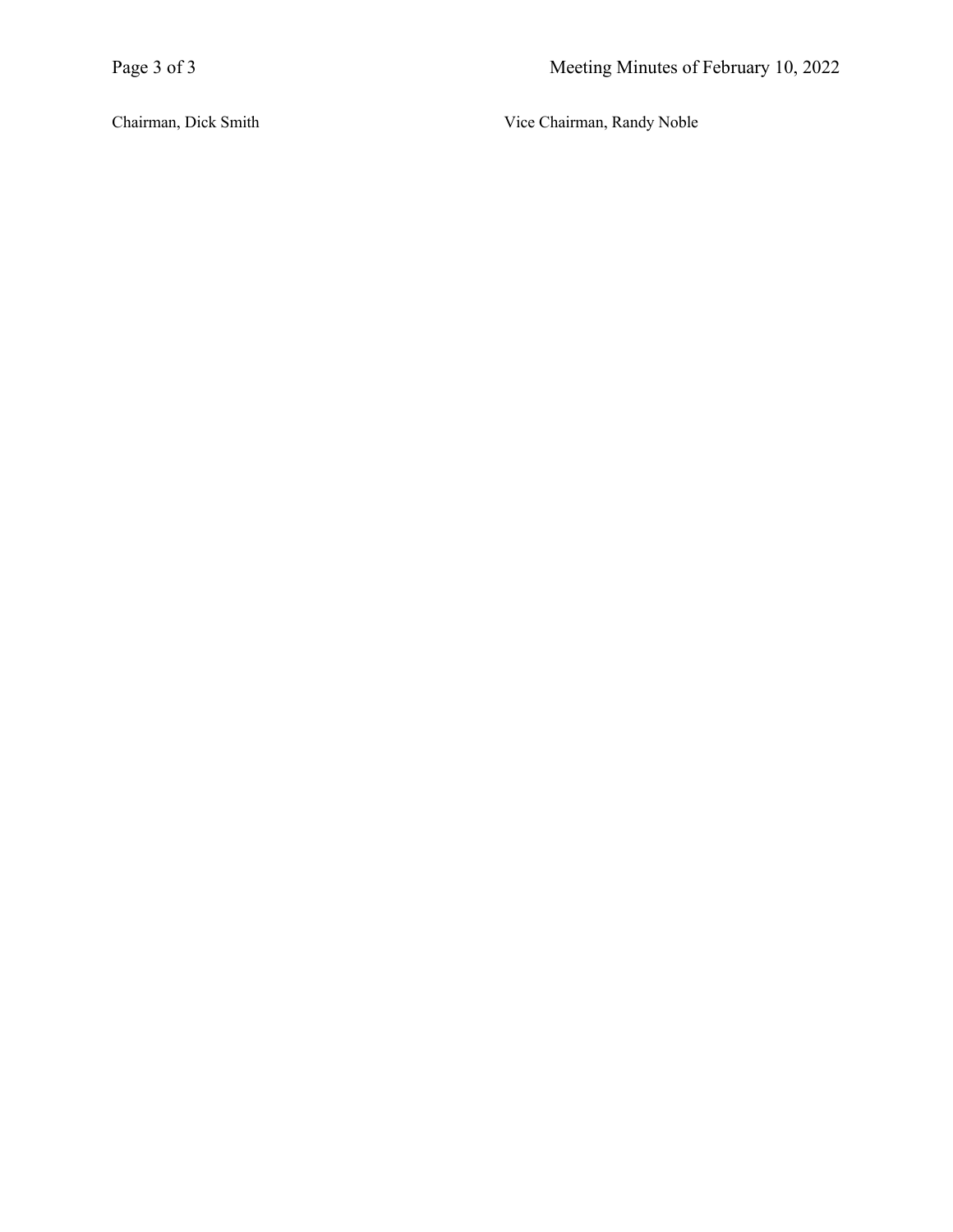Chairman, Dick Smith

Vice Chairman, Randy Noble